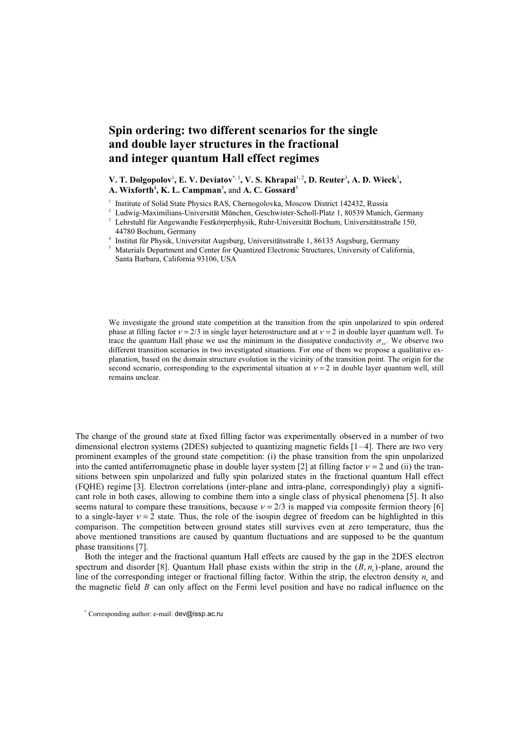# Spin ordering: two different scenarios for the single and double layer structures in the fractional and integer quantum Hall effect regimes

**V. T. Dolgopolov**[1], **E. V. Deviatov**[*, 1], **V. S. Khrapai**[1, 2], **D. Reuter**[3], **A. D. Wieck**[3], **A. Wixforth**[4], **K. L. Campman**[5], and **A. C. Gossard**[5]

[1] Institute of Solid State Physics RAS, Chernogolovka, Moscow District 142432, Russia

[2] Ludwig-Maximilians-Universität München, Geschwister-Scholl-Platz 1, 80539 Munich, Germany

[3] Lehrstuhl für Angewandte Festkörperphysik, Ruhr-Universität Bochum, Universitätsstraße 150, 44780 Bochum, Germany

[4] Institut für Physik, Universitat Augsburg, Universitätsstraße 1, 86135 Augsburg, Germany

[5] Materials Department and Center for Quantized Electronic Structures, University of California, Santa Barbara, California 93106, USA

We investigate the ground state competition at the transition from the spin unpolarized to spin ordered phase at filling factor $\nu = 2/3$ in single layer heterostructure and at $\nu = 2$ in double layer quantum well. To trace the quantum Hall phase we use the minimum in the dissipative conductivity $\sigma_{xx}$. We observe two different transition scenarios in two investigated situations. For one of them we propose a qualitative explanation, based on the domain structure evolution in the vicinity of the transition point. The origin for the second scenario, corresponding to the experimental situation at $\nu = 2$ in double layer quantum well, still remains unclear.

The change of the ground state at fixed filling factor was experimentally observed in a number of two dimensional electron systems (2DES) subjected to quantizing magnetic fields [1–4]. There are two very prominent examples of the ground state competition: (i) the phase transition from the spin unpolarized into the canted antiferromagnetic phase in double layer system [2] at filling factor $\nu = 2$ and (ii) the transitions between spin unpolarized and fully spin polarized states in the fractional quantum Hall effect (FQHE) regime [3]. Electron correlations (inter-plane and intra-plane, correspondingly) play a significant role in both cases, allowing to combine them into a single class of physical phenomena [5]. It also seems natural to compare these transitions, because $\nu = 2/3$ is mapped via composite fermion theory [6] to a single-layer $\nu = 2$ state. Thus, the role of the isospin degree of freedom can be highlighted in this comparison. The competition between ground states still survives even at zero temperature, thus the above mentioned transitions are caused by quantum fluctuations and are supposed to be the quantum phase transitions [7].

Both the integer and the fractional quantum Hall effects are caused by the gap in the 2DES electron spectrum and disorder [8]. Quantum Hall phase exists within the strip in the $(B, n_s)$-plane, around the line of the corresponding integer or fractional filling factor. Within the strip, the electron density $n_s$ and the magnetic field $B$ can only affect on the Fermi level position and have no radical influence on the

[*] Corresponding author: e-mail: dev@issp.ac.ru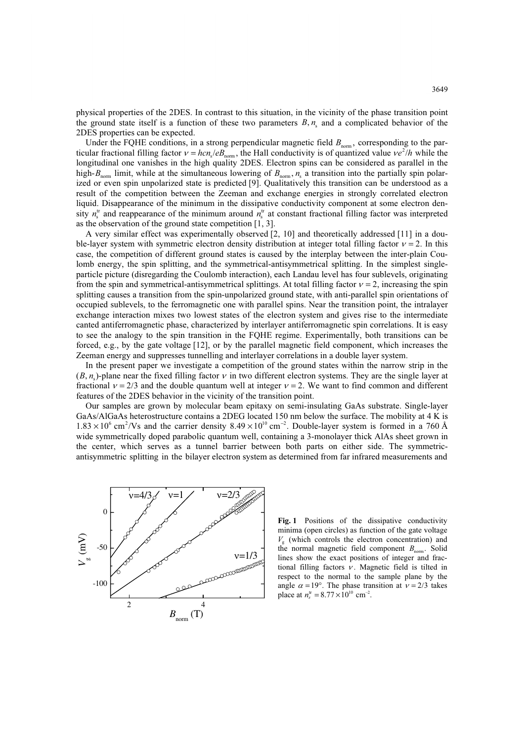physical properties of the 2DES. In contrast to this situation, in the vicinity of the phase transition point the ground state itself is a function of these two parameters $B, n_s$ and a complicated behavior of the 2DES properties can be expected.

Under the FQHE conditions, in a strong perpendicular magnetic field $B_{\text{norm}}$, corresponding to the particular fractional filling factor $\nu = hcn_s/eB_{\text{norm}}$, the Hall conductivity is of quantized value $\nu e^2/h$ while the longitudinal one vanishes in the high quality 2DES. Electron spins can be considered as parallel in the high-$B_{\text{norm}}$ limit, while at the simultaneous lowering of $B_{\text{norm}}, n_s$ a transition into the partially spin polarized or even spin unpolarized state is predicted [9]. Qualitatively this transition can be understood as a result of the competition between the Zeeman and exchange energies in strongly correlated electron liquid. Disappearance of the minimum in the dissipative conductivity component at some electron density $n_s^{\text{tr}}$ and reappearance of the minimum around $n_s^{\text{tr}}$ at constant fractional filling factor was interpreted as the observation of the ground state competition [1, 3].

A very similar effect was experimentally observed [2, 10] and theoretically addressed [11] in a double-layer system with symmetric electron density distribution at integer total filling factor $\nu = 2$. In this case, the competition of different ground states is caused by the interplay between the inter-plain Coulomb energy, the spin splitting, and the symmetrical-antisymmetrical splitting. In the simplest single-particle picture (disregarding the Coulomb interaction), each Landau level has four sublevels, originating from the spin and symmetrical-antisymmetrical splittings. At total filling factor $\nu = 2$, increasing the spin splitting causes a transition from the spin-unpolarized ground state, with anti-parallel spin orientations of occupied sublevels, to the ferromagnetic one with parallel spins. Near the transition point, the intralayer exchange interaction mixes two lowest states of the electron system and gives rise to the intermediate canted antiferromagnetic phase, characterized by interlayer antiferromagnetic spin correlations. It is easy to see the analogy to the spin transition in the FQHE regime. Experimentally, both transitions can be forced, e.g., by the gate voltage [12], or by the parallel magnetic field component, which increases the Zeeman energy and suppresses tunnelling and interlayer correlations in a double layer system.

In the present paper we investigate a competition of the ground states within the narrow strip in the $(B, n_s)$-plane near the fixed filling factor $\nu$ in two different electron systems. They are the single layer at fractional $\nu = 2/3$ and the double quantum well at integer $\nu = 2$. We want to find common and different features of the 2DES behavior in the vicinity of the transition point.

Our samples are grown by molecular beam epitaxy on semi-insulating GaAs substrate. Single-layer GaAs/AlGaAs heterostructure contains a 2DEG located 150 nm below the surface. The mobility at 4 K is $1.83 \times 10^6$ cm$^2$/Vs and the carrier density $8.49 \times 10^{10}$ cm$^{-2}$. Double-layer system is formed in a 760 Å wide symmetrically doped parabolic quantum well, containing a 3-monolayer thick AlAs sheet grown in the center, which serves as a tunnel barrier between both parts on either side. The symmetric-antisymmetric splitting in the bilayer electron system as determined from far infrared measurements and

**Fig. 1** Positions of the dissipative conductivity minima (open circles) as function of the gate voltage $V_g$ (which controls the electron concentration) and the normal magnetic field component $B_{\text{norm}}$. Solid lines show the exact positions of integer and fractional filling factors $\nu$. Magnetic field is tilted in respect to the normal to the sample plane by the angle $\alpha = 19°$. The phase transition at $\nu = 2/3$ takes place at $n_s^{\text{tr}} = 8.77 \times 10^{10}$ cm$^{-2}$.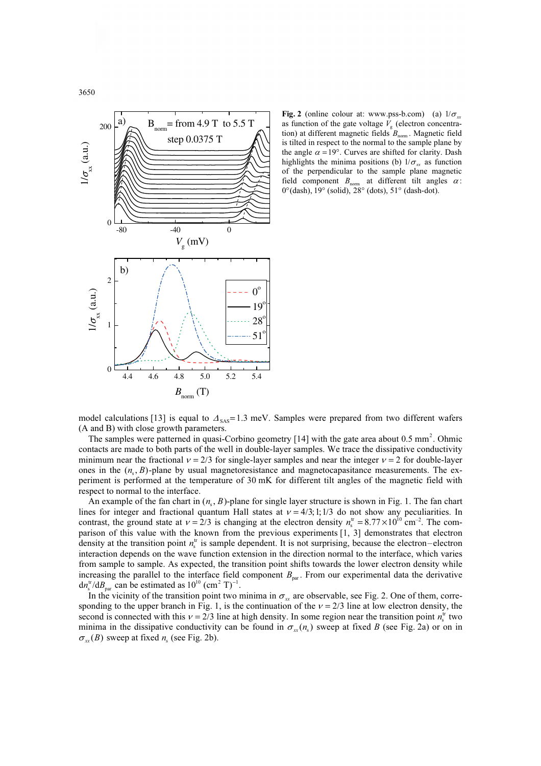**Fig. 2** (online colour at: www.pss-b.com) (a) $1/\sigma_{xx}$ as function of the gate voltage $V_g$ (electron concentration) at different magnetic fields $B_{norm}$. Magnetic field is tilted in respect to the normal to the sample plane by the angle $\alpha = 19°$. Curves are shifted for clarity. Dash highlights the minima positions (b) $1/\sigma_{xx}$ as function of the perpendicular to the sample plane magnetic field component $B_{norm}$ at different tilt angles $\alpha$: 0°(dash), 19° (solid), 28° (dots), 51° (dash-dot).

model calculations [13] is equal to $\Delta_{SAS}$=1.3 meV. Samples were prepared from two different wafers (A and B) with close growth parameters.

The samples were patterned in quasi-Corbino geometry [14] with the gate area about 0.5 mm$^2$. Ohmic contacts are made to both parts of the well in double-layer samples. We trace the dissipative conductivity minimum near the fractional $\nu = 2/3$ for single-layer samples and near the integer $\nu = 2$ for double-layer ones in the $(n_s, B)$-plane by usual magnetoresistance and magnetocapasitance measurements. The experiment is performed at the temperature of 30 mK for different tilt angles of the magnetic field with respect to normal to the interface.

An example of the fan chart in $(n_s, B)$-plane for single layer structure is shown in Fig. 1. The fan chart lines for integer and fractional quantum Hall states at $\nu = 4/3; 1; 1/3$ do not show any peculiarities. In contrast, the ground state at $\nu = 2/3$ is changing at the electron density $n_s^{tr} = 8.77 \times 10^{10}$ cm$^{-2}$. The comparison of this value with the known from the previous experiments [1, 3] demonstrates that electron density at the transition point $n_s^{tr}$ is sample dependent. It is not surprising, because the electron–electron interaction depends on the wave function extension in the direction normal to the interface, which varies from sample to sample. As expected, the transition point shifts towards the lower electron density while increasing the parallel to the interface field component $B_{par}$. From our experimental data the derivative $dn_s^{tr}/dB_{par}$ can be estimated as $10^{10}$ (cm$^2$ T)$^{-1}$.

In the vicinity of the transition point two minima in $\sigma_{xx}$ are observable, see Fig. 2. One of them, corresponding to the upper branch in Fig. 1, is the continuation of the $\nu = 2/3$ line at low electron density, the second is connected with this $\nu = 2/3$ line at high density. In some region near the transition point $n_s^{tr}$ two minima in the dissipative conductivity can be found in $\sigma_{xx}(n_s)$ sweep at fixed $B$ (see Fig. 2a) or on in $\sigma_{xx}(B)$ sweep at fixed $n_s$ (see Fig. 2b).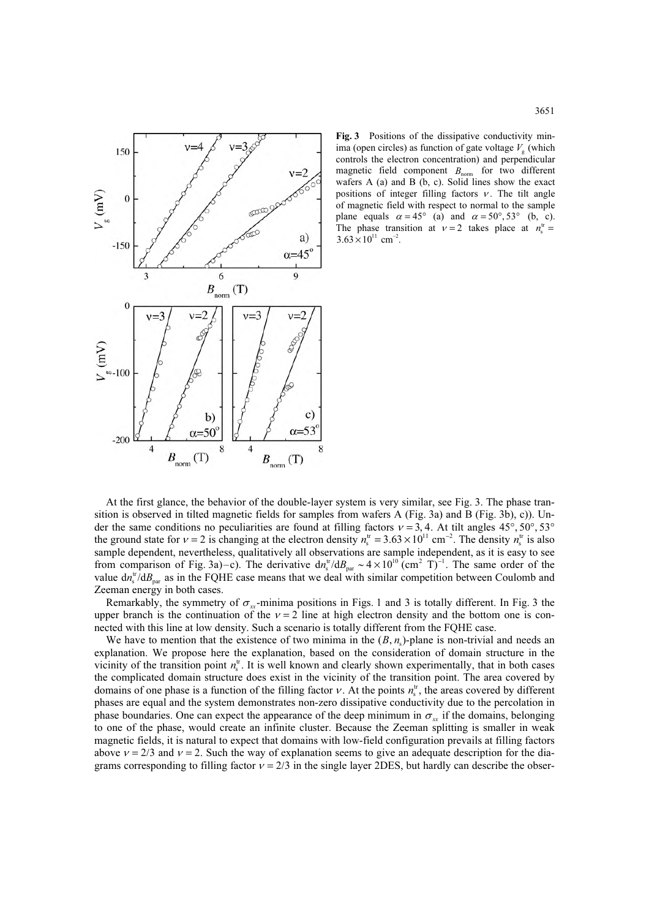**Fig. 3** Positions of the dissipative conductivity minima (open circles) as function of gate voltage $V_g$ (which controls the electron concentration) and perpendicular magnetic field component $B_{norm}$ for two different wafers A (a) and B (b, c). Solid lines show the exact positions of integer filling factors $\nu$. The tilt angle of magnetic field with respect to normal to the sample plane equals $\alpha = 45°$ (a) and $\alpha = 50°, 53°$ (b, c). The phase transition at $\nu = 2$ takes place at $n_s^{tr} = 3.63 \times 10^{11}$ cm$^{-2}$.

At the first glance, the behavior of the double-layer system is very similar, see Fig. 3. The phase transition is observed in tilted magnetic fields for samples from wafers A (Fig. 3a) and B (Fig. 3b), c)). Under the same conditions no peculiarities are found at filling factors $\nu = 3, 4$. At tilt angles $45°, 50°, 53°$ the ground state for $\nu = 2$ is changing at the electron density $n_s^{tr} = 3.63 \times 10^{11}$ cm$^{-2}$. The density $n_s^{tr}$ is also sample dependent, nevertheless, qualitatively all observations are sample independent, as it is easy to see from comparison of Fig. 3a)–c). The derivative $\mathrm{d}n_s^{tr}/\mathrm{d}B_{par} \sim 4 \times 10^{10}$ (cm$^2$ T)$^{-1}$. The same order of the value $\mathrm{d}n_s^{tr}/\mathrm{d}B_{par}$ as in the FQHE case means that we deal with similar competition between Coulomb and Zeeman energy in both cases.

Remarkably, the symmetry of $\sigma_{xx}$-minima positions in Figs. 1 and 3 is totally different. In Fig. 3 the upper branch is the continuation of the $\nu = 2$ line at high electron density and the bottom one is connected with this line at low density. Such a scenario is totally different from the FQHE case.

We have to mention that the existence of two minima in the $(B, n_s)$-plane is non-trivial and needs an explanation. We propose here the explanation, based on the consideration of domain structure in the vicinity of the transition point $n_s^{tr}$. It is well known and clearly shown experimentally, that in both cases the complicated domain structure does exist in the vicinity of the transition point. The area covered by domains of one phase is a function of the filling factor $\nu$. At the points $n_s^{tr}$, the areas covered by different phases are equal and the system demonstrates non-zero dissipative conductivity due to the percolation in phase boundaries. One can expect the appearance of the deep minimum in $\sigma_{xx}$ if the domains, belonging to one of the phase, would create an infinite cluster. Because the Zeeman splitting is smaller in weak magnetic fields, it is natural to expect that domains with low-field configuration prevails at filling factors above $\nu = 2/3$ and $\nu = 2$. Such the way of explanation seems to give an adequate description for the diagrams corresponding to filling factor $\nu = 2/3$ in the single layer 2DES, but hardly can describe the obser-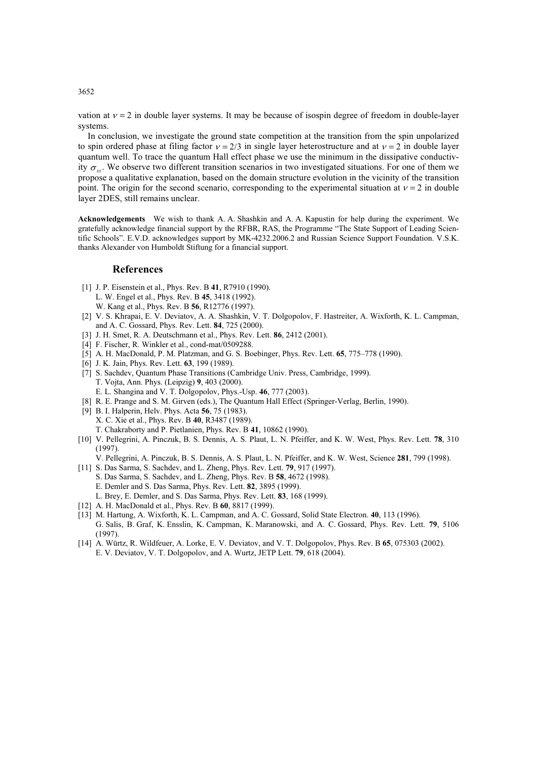vation at $\nu = 2$ in double layer systems. It may be because of isospin degree of freedom in double-layer systems.

In conclusion, we investigate the ground state competition at the transition from the spin unpolarized to spin ordered phase at filling factor $\nu = 2/3$ in single layer heterostructure and at $\nu = 2$ in double layer quantum well. To trace the quantum Hall effect phase we use the minimum in the dissipative conductivity $\sigma_{xx}$. We observe two different transition scenarios in two investigated situations. For one of them we propose a qualitative explanation, based on the domain structure evolution in the vicinity of the transition point. The origin for the second scenario, corresponding to the experimental situation at $\nu = 2$ in double layer 2DES, still remains unclear.

**Acknowledgements** We wish to thank A. A. Shashkin and A. A. Kapustin for help during the experiment. We gratefully acknowledge financial support by the RFBR, RAS, the Programme "The State Support of Leading Scientific Schools". E.V.D. acknowledges support by MK-4232.2006.2 and Russian Science Support Foundation. V.S.K. thanks Alexander von Humboldt Stiftung for a financial support.

## References

[1] J. P. Eisenstein et al., Phys. Rev. B **41**, R7910 (1990).
L. W. Engel et al., Phys. Rev. B **45**, 3418 (1992).
W. Kang et al., Phys. Rev. B **56**, R12776 (1997).

[2] V. S. Khrapai, E. V. Deviatov, A. A. Shashkin, V. T. Dolgopolov, F. Hastreiter, A. Wixforth, K. L. Campman, and A. C. Gossard, Phys. Rev. Lett. **84**, 725 (2000).

[3] J. H. Smet, R. A. Deutschmann et al., Phys. Rev. Lett. **86**, 2412 (2001).

[4] F. Fischer, R. Winkler et al., cond-mat/0509288.

[5] A. H. MacDonald, P. M. Platzman, and G. S. Boebinger, Phys. Rev. Lett. **65**, 775–778 (1990).

[6] J. K. Jain, Phys. Rev. Lett. **63**, 199 (1989).

[7] S. Sachdev, Quantum Phase Transitions (Cambridge Univ. Press, Cambridge, 1999).
T. Vojta, Ann. Phys. (Leipzig) **9**, 403 (2000).
E. L. Shangina and V. T. Dolgopolov, Phys.-Usp. **46**, 777 (2003).

[8] R. E. Prange and S. M. Girven (eds.), The Quantum Hall Effect (Springer-Verlag, Berlin, 1990).

[9] B. I. Halperin, Helv. Phys. Acta **56**, 75 (1983).
X. C. Xie et al., Phys. Rev. B **40**, R3487 (1989).
T. Chakraborty and P. Pietlanien, Phys. Rev. B **41**, 10862 (1990).

[10] V. Pellegrini, A. Pinczuk, B. S. Dennis, A. S. Plaut, L. N. Pfeiffer, and K. W. West, Phys. Rev. Lett. **78**, 310 (1997).
V. Pellegrini, A. Pinczuk, B. S. Dennis, A. S. Plaut, L. N. Pfeiffer, and K. W. West, Science **281**, 799 (1998).

[11] S. Das Sarma, S. Sachdev, and L. Zheng, Phys. Rev. Lett. **79**, 917 (1997).
S. Das Sarma, S. Sachdev, and L. Zheng, Phys. Rev. B **58**, 4672 (1998).
E. Demler and S. Das Sarma, Phys. Rev. Lett. **82**, 3895 (1999).
L. Brey, E. Demler, and S. Das Sarma, Phys. Rev. Lett. **83**, 168 (1999).

[12] A. H. MacDonald et al., Phys. Rev. B **60**, 8817 (1999).

[13] M. Hartung, A. Wixforth, K. L. Campman, and A. C. Gossard, Solid State Electron. **40**, 113 (1996).
G. Salis, B. Graf, K. Ensslin, K. Campman, K. Maranowski, and A. C. Gossard, Phys. Rev. Lett. **79**, 5106 (1997).

[14] A. Würtz, R. Wildfeuer, A. Lorke, E. V. Deviatov, and V. T. Dolgopolov, Phys. Rev. B **65**, 075303 (2002).
E. V. Deviatov, V. T. Dolgopolov, and A. Wurtz, JETP Lett. **79**, 618 (2004).